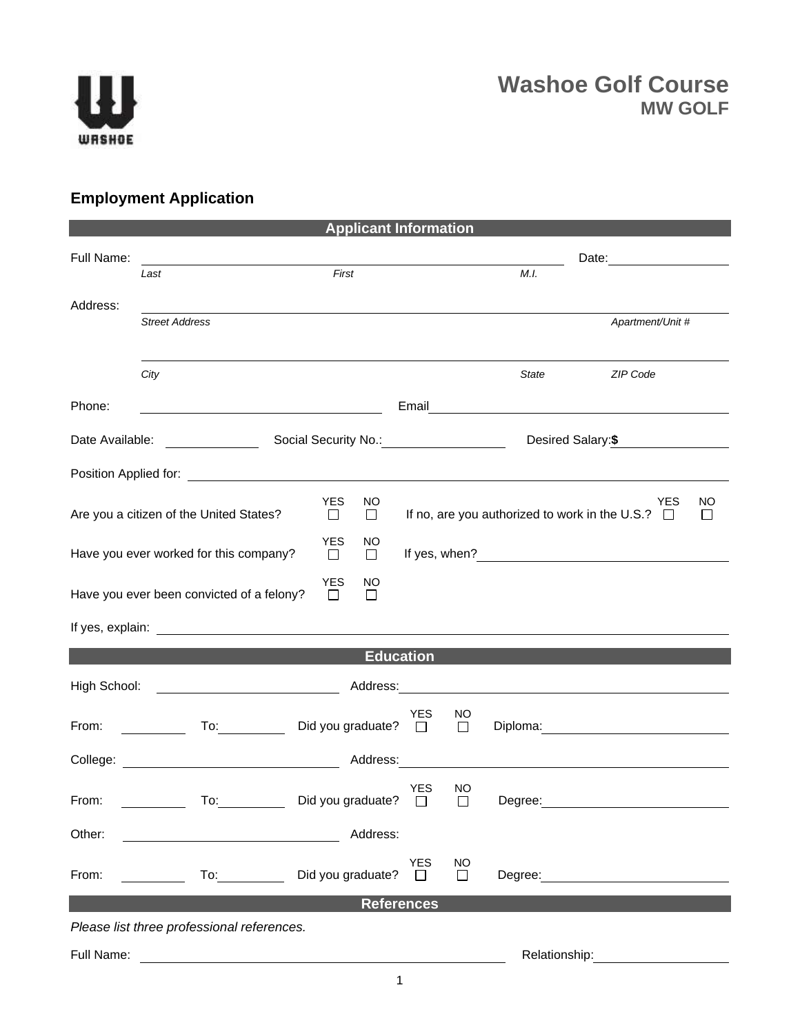WASHOE

# Washoe Golf Course
## MW GOLF

### Employment Application

**Applicant Information**

Full Name: ______________________________ Date: __________

*Last* *First* *M.I.*

Address: ______________________________

*Street Address* *Apartment/Unit #*

______________________________

*City* *State* *ZIP Code*

Phone: ______________ Email ______________

Date Available: __________ Social Security No.: __________ Desired Salary: **$** __________

Position Applied for: ______________________________

Are you a citizen of the United States? YES ☐ NO ☐ If no, are you authorized to work in the U.S.? YES ☐ NO ☐

Have you ever worked for this company? YES ☐ NO ☐ If yes, when? __________

Have you ever been convicted of a felony? YES ☐ NO ☐

If yes, explain: ______________________________

**Education**

High School: __________ Address: __________

From: ______ To: ______ Did you graduate? YES ☐ NO ☐ Diploma: __________

College: __________ Address: __________

From: ______ To: ______ Did you graduate? YES ☐ NO ☐ Degree: __________

Other: __________ Address:

From: ______ To: ______ Did you graduate? YES ☐ NO ☐ Degree: __________

**References**

*Please list three professional references.*

Full Name: ______________________________ Relationship: __________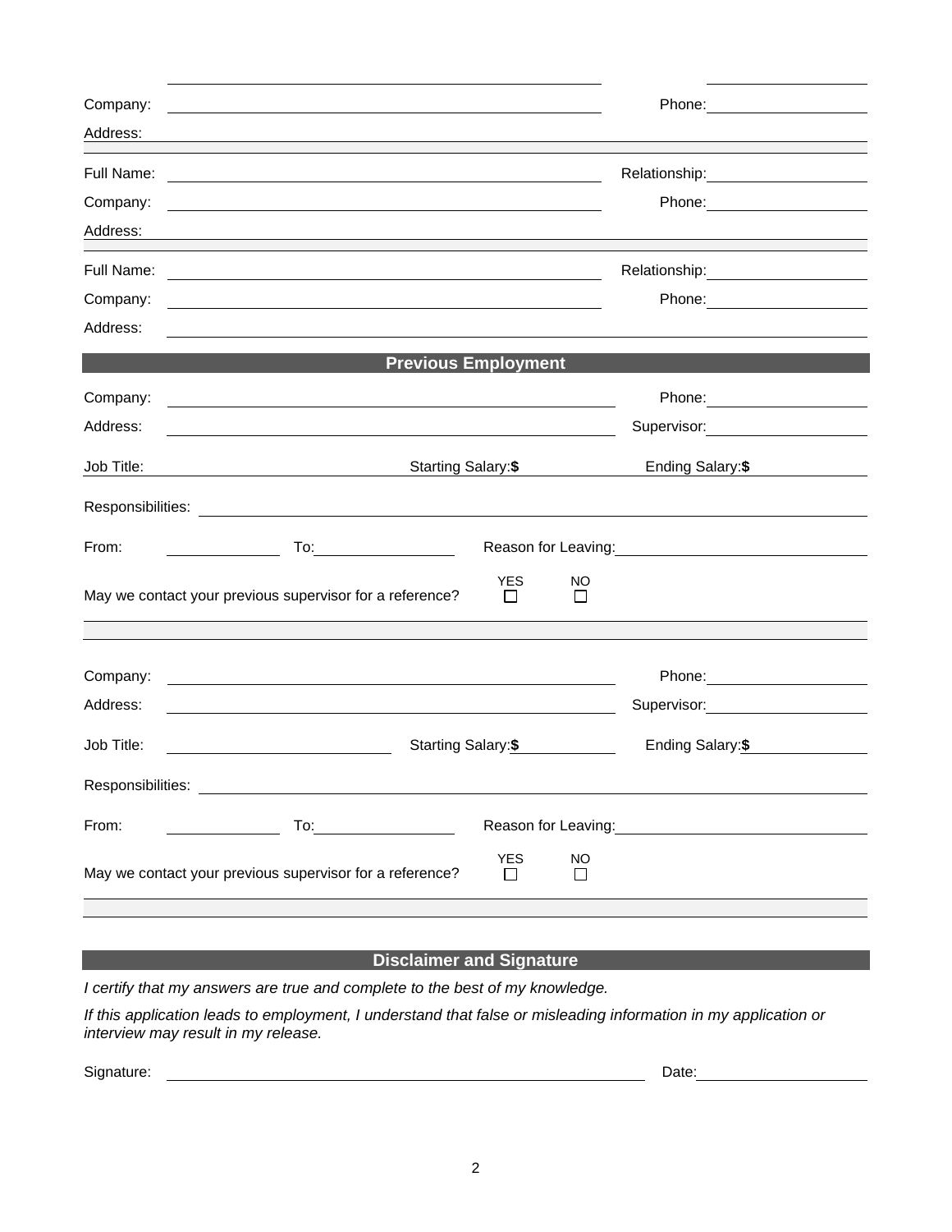Company: ______________________ Phone: ______________

Address: ______________________

Full Name: ______________________ Relationship: ______________

Company: ______________________ Phone: ______________

Address: ______________________

Full Name: ______________________ Relationship: ______________

Company: ______________________ Phone: ______________

Address: ______________________

## Previous Employment

Company: ______________________ Phone: ______________

Address: ______________________ Supervisor: ______________

Job Title: ______________ Starting Salary: **$** ______________ Ending Salary: **$** ______________

Responsibilities: ______________________

From: ______________ To: ______________ Reason for Leaving: ______________

May we contact your previous supervisor for a reference? YES ☐ NO ☐

Company: ______________________ Phone: ______________

Address: ______________________ Supervisor: ______________

Job Title: ______________ Starting Salary: **$** ______________ Ending Salary: **$** ______________

Responsibilities: ______________________

From: ______________ To: ______________ Reason for Leaving: ______________

May we contact your previous supervisor for a reference? YES ☐ NO ☐

## Disclaimer and Signature

*I certify that my answers are true and complete to the best of my knowledge.*

*If this application leads to employment, I understand that false or misleading information in my application or interview may result in my release.*

Signature: ______________________ Date: ______________